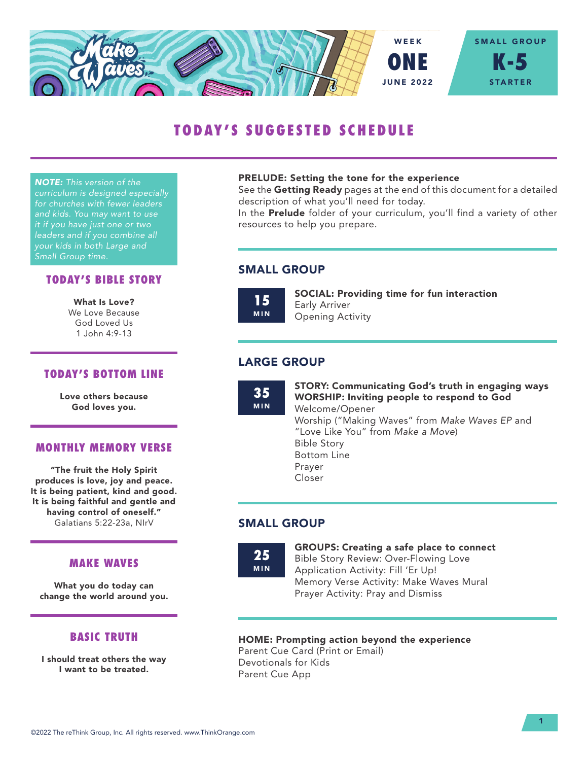WEEK **ONE** JUNE 2022

SMALL GROUP **K-5** STARTER

# TODAY'S SUGGESTED SCHEDULE

***NOTE:*** *This version of the curriculum is designed especially for churches with fewer leaders and kids. You may want to use it if you have just one or two leaders and if you combine all your kids in both Large and Small Group time.*

## TODAY'S BIBLE STORY

**What Is Love?**
We Love Because God Loved Us
1 John 4:9-13

## TODAY'S BOTTOM LINE

**Love others because God loves you.**

## MONTHLY MEMORY VERSE

**"The fruit the Holy Spirit produces is love, joy and peace. It is being patient, kind and good. It is being faithful and gentle and having control of oneself."**
Galatians 5:22-23a, NIrV

## MAKE WAVES

**What you do today can change the world around you.**

## BASIC TRUTH

**I should treat others the way I want to be treated.**

---

**PRELUDE: Setting the tone for the experience**
See the **Getting Ready** pages at the end of this document for a detailed description of what you'll need for today.
In the **Prelude** folder of your curriculum, you'll find a variety of other resources to help you prepare.

## SMALL GROUP

**15 MIN**

**SOCIAL: Providing time for fun interaction**
Early Arriver
Opening Activity

## LARGE GROUP

**35 MIN**

**STORY: Communicating God's truth in engaging ways**
**WORSHIP: Inviting people to respond to God**
Welcome/Opener
Worship ("Making Waves" from *Make Waves EP* and "Love Like You" from *Make a Move*)
Bible Story
Bottom Line
Prayer
Closer

## SMALL GROUP

**25 MIN**

**GROUPS: Creating a safe place to connect**
Bible Story Review: Over-Flowing Love
Application Activity: Fill 'Er Up!
Memory Verse Activity: Make Waves Mural
Prayer Activity: Pray and Dismiss

**HOME: Prompting action beyond the experience**
Parent Cue Card (Print or Email)
Devotionals for Kids
Parent Cue App

©2022 The reThink Group, Inc. All rights reserved. www.ThinkOrange.com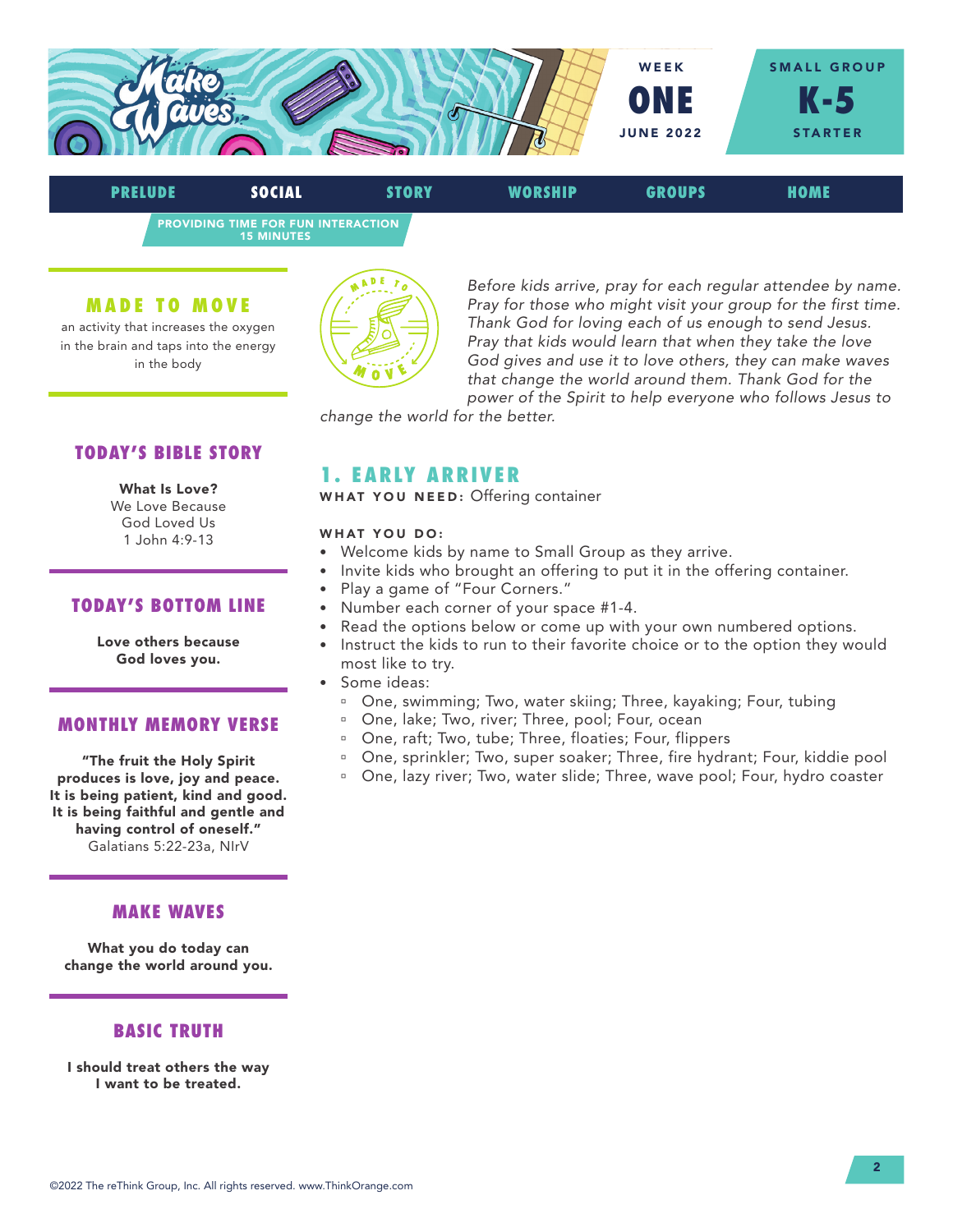WEEK **ONE** JUNE 2022

SMALL GROUP **K-5** STARTER

PRELUDE | **SOCIAL** | STORY | WORSHIP | GROUPS | HOME

PROVIDING TIME FOR FUN INTERACTION
15 MINUTES

### MADE TO MOVE

an activity that increases the oxygen in the brain and taps into the energy in the body

### TODAY'S BIBLE STORY

**What Is Love?**
We Love Because God Loved Us
1 John 4:9-13

### TODAY'S BOTTOM LINE

**Love others because God loves you.**

### MONTHLY MEMORY VERSE

**"The fruit the Holy Spirit produces is love, joy and peace. It is being patient, kind and good. It is being faithful and gentle and having control of oneself."**
Galatians 5:22-23a, NIrV

### MAKE WAVES

**What you do today can change the world around you.**

### BASIC TRUTH

**I should treat others the way I want to be treated.**

*Before kids arrive, pray for each regular attendee by name. Pray for those who might visit your group for the first time. Thank God for loving each of us enough to send Jesus. Pray that kids would learn that when they take the love God gives and use it to love others, they can make waves that change the world around them. Thank God for the power of the Spirit to help everyone who follows Jesus to change the world for the better.*

## 1. EARLY ARRIVER

**WHAT YOU NEED:** Offering container

**WHAT YOU DO:**

- Welcome kids by name to Small Group as they arrive.
- Invite kids who brought an offering to put it in the offering container.
- Play a game of "Four Corners."
- Number each corner of your space #1-4.
- Read the options below or come up with your own numbered options.
- Instruct the kids to run to their favorite choice or to the option they would most like to try.
- Some ideas:
  - One, swimming; Two, water skiing; Three, kayaking; Four, tubing
  - One, lake; Two, river; Three, pool; Four, ocean
  - One, raft; Two, tube; Three, floaties; Four, flippers
  - One, sprinkler; Two, super soaker; Three, fire hydrant; Four, kiddie pool
  - One, lazy river; Two, water slide; Three, wave pool; Four, hydro coaster

©2022 The reThink Group, Inc. All rights reserved. www.ThinkOrange.com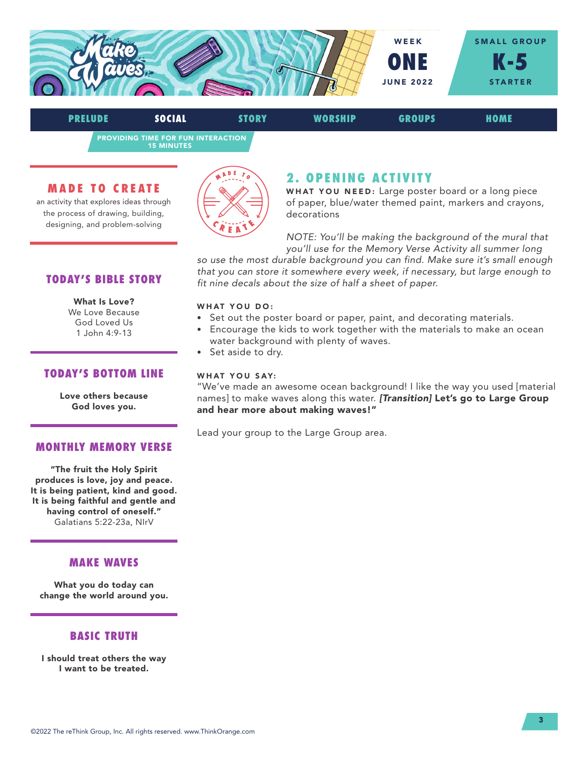WEEK **ONE** JUNE 2022

SMALL GROUP **K-5** STARTER

PRELUDE | **SOCIAL** | STORY | WORSHIP | GROUPS | HOME

PROVIDING TIME FOR FUN INTERACTION
15 MINUTES

## MADE TO CREATE

an activity that explores ideas through the process of drawing, building, designing, and problem-solving

## TODAY'S BIBLE STORY

**What Is Love?**
We Love Because God Loved Us
1 John 4:9-13

## TODAY'S BOTTOM LINE

**Love others because God loves you.**

## MONTHLY MEMORY VERSE

**"The fruit the Holy Spirit produces is love, joy and peace. It is being patient, kind and good. It is being faithful and gentle and having control of oneself."**
Galatians 5:22-23a, NIrV

## MAKE WAVES

**What you do today can change the world around you.**

## BASIC TRUTH

**I should treat others the way I want to be treated.**

## 2. OPENING ACTIVITY

**WHAT YOU NEED:** Large poster board or a long piece of paper, blue/water themed paint, markers and crayons, decorations

*NOTE: You'll be making the background of the mural that you'll use for the Memory Verse Activity all summer long so use the most durable background you can find. Make sure it's small enough that you can store it somewhere every week, if necessary, but large enough to fit nine decals about the size of half a sheet of paper.*

**WHAT YOU DO:**

- Set out the poster board or paper, paint, and decorating materials.
- Encourage the kids to work together with the materials to make an ocean water background with plenty of waves.
- Set aside to dry.

**WHAT YOU SAY:**

"We've made an awesome ocean background! I like the way you used [material names] to make waves along this water. ***[Transition]*** **Let's go to Large Group and hear more about making waves!"**

Lead your group to the Large Group area.

©2022 The reThink Group, Inc. All rights reserved. www.ThinkOrange.com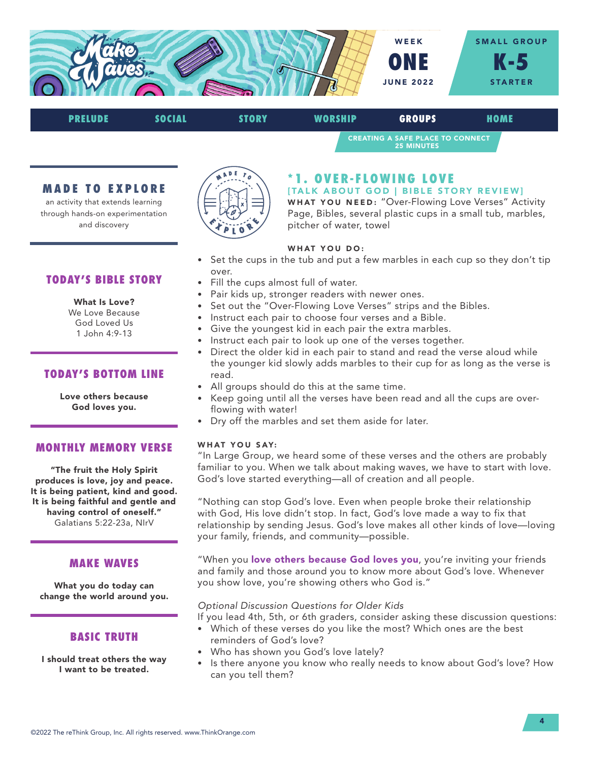WEEK **ONE** JUNE 2022

SMALL GROUP **K-5** STARTER

PRELUDE | SOCIAL | STORY | WORSHIP | **GROUPS** | HOME

CREATING A SAFE PLACE TO CONNECT
25 MINUTES

## MADE TO EXPLORE

an activity that extends learning through hands-on experimentation and discovery

## TODAY'S BIBLE STORY

**What Is Love?**
We Love Because God Loved Us
1 John 4:9-13

## TODAY'S BOTTOM LINE

**Love others because God loves you.**

## MONTHLY MEMORY VERSE

**"The fruit the Holy Spirit produces is love, joy and peace. It is being patient, kind and good. It is being faithful and gentle and having control of oneself."**
Galatians 5:22-23a, NIrV

## MAKE WAVES

**What you do today can change the world around you.**

## BASIC TRUTH

**I should treat others the way I want to be treated.**

# *1. OVER-FLOWING LOVE

**[TALK ABOUT GOD | BIBLE STORY REVIEW]**

**WHAT YOU NEED:** "Over-Flowing Love Verses" Activity Page, Bibles, several plastic cups in a small tub, marbles, pitcher of water, towel

**WHAT YOU DO:**

- Set the cups in the tub and put a few marbles in each cup so they don't tip over.
- Fill the cups almost full of water.
- Pair kids up, stronger readers with newer ones.
- Set out the "Over-Flowing Love Verses" strips and the Bibles.
- Instruct each pair to choose four verses and a Bible.
- Give the youngest kid in each pair the extra marbles.
- Instruct each pair to look up one of the verses together.
- Direct the older kid in each pair to stand and read the verse aloud while the younger kid slowly adds marbles to their cup for as long as the verse is read.
- All groups should do this at the same time.
- Keep going until all the verses have been read and all the cups are over-flowing with water!
- Dry off the marbles and set them aside for later.

**WHAT YOU SAY:**

"In Large Group, we heard some of these verses and the others are probably familiar to you. When we talk about making waves, we have to start with love. God's love started everything—all of creation and all people.

"Nothing can stop God's love. Even when people broke their relationship with God, His love didn't stop. In fact, God's love made a way to fix that relationship by sending Jesus. God's love makes all other kinds of love—loving your family, friends, and community—possible.

"When you **love others because God loves you**, you're inviting your friends and family and those around you to know more about God's love. Whenever you show love, you're showing others who God is."

*Optional Discussion Questions for Older Kids*

If you lead 4th, 5th, or 6th graders, consider asking these discussion questions:

- Which of these verses do you like the most? Which ones are the best reminders of God's love?
- Who has shown you God's love lately?
- Is there anyone you know who really needs to know about God's love? How can you tell them?

©2022 The reThink Group, Inc. All rights reserved. www.ThinkOrange.com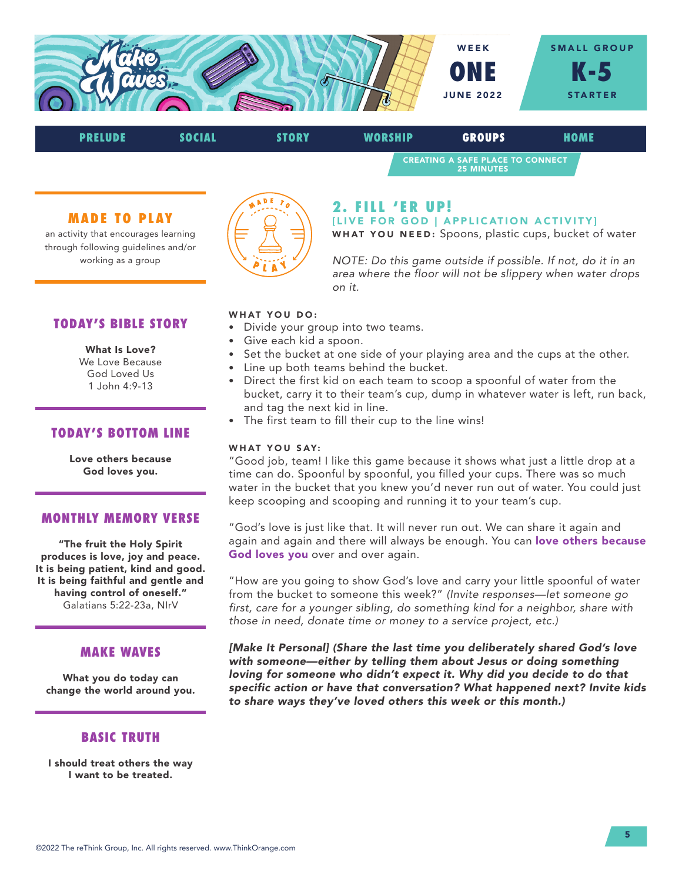WEEK **ONE** JUNE 2022

SMALL GROUP **K-5** STARTER

PRELUDE | SOCIAL | STORY | WORSHIP | **GROUPS** | HOME

CREATING A SAFE PLACE TO CONNECT
25 MINUTES

## 2. FILL 'ER UP!

### [LIVE FOR GOD | APPLICATION ACTIVITY]

**WHAT YOU NEED:** Spoons, plastic cups, bucket of water

*NOTE: Do this game outside if possible. If not, do it in an area where the floor will not be slippery when water drops on it.*

**WHAT YOU DO:**

- Divide your group into two teams.
- Give each kid a spoon.
- Set the bucket at one side of your playing area and the cups at the other.
- Line up both teams behind the bucket.
- Direct the first kid on each team to scoop a spoonful of water from the bucket, carry it to their team's cup, dump in whatever water is left, run back, and tag the next kid in line.
- The first team to fill their cup to the line wins!

**WHAT YOU SAY:**

"Good job, team! I like this game because it shows what just a little drop at a time can do. Spoonful by spoonful, you filled your cups. There was so much water in the bucket that you knew you'd never run out of water. You could just keep scooping and scooping and running it to your team's cup.

"God's love is just like that. It will never run out. We can share it again and again and again and there will always be enough. You can **love others because God loves you** over and over again.

"How are you going to show God's love and carry your little spoonful of water from the bucket to someone this week?" *(Invite responses—let someone go first, care for a younger sibling, do something kind for a neighbor, share with those in need, donate time or money to a service project, etc.)*

***[Make It Personal] (Share the last time you deliberately shared God's love with someone—either by telling them about Jesus or doing something loving for someone who didn't expect it. Why did you decide to do that specific action or have that conversation? What happened next? Invite kids to share ways they've loved others this week or this month.)***

---

### MADE TO PLAY

an activity that encourages learning through following guidelines and/or working as a group

### TODAY'S BIBLE STORY

**What Is Love?**
We Love Because God Loved Us
1 John 4:9-13

### TODAY'S BOTTOM LINE

**Love others because God loves you.**

### MONTHLY MEMORY VERSE

**"The fruit the Holy Spirit produces is love, joy and peace. It is being patient, kind and good. It is being faithful and gentle and having control of oneself."**
Galatians 5:22-23a, NIrV

### MAKE WAVES

**What you do today can change the world around you.**

### BASIC TRUTH

**I should treat others the way I want to be treated.**

©2022 The reThink Group, Inc. All rights reserved. www.ThinkOrange.com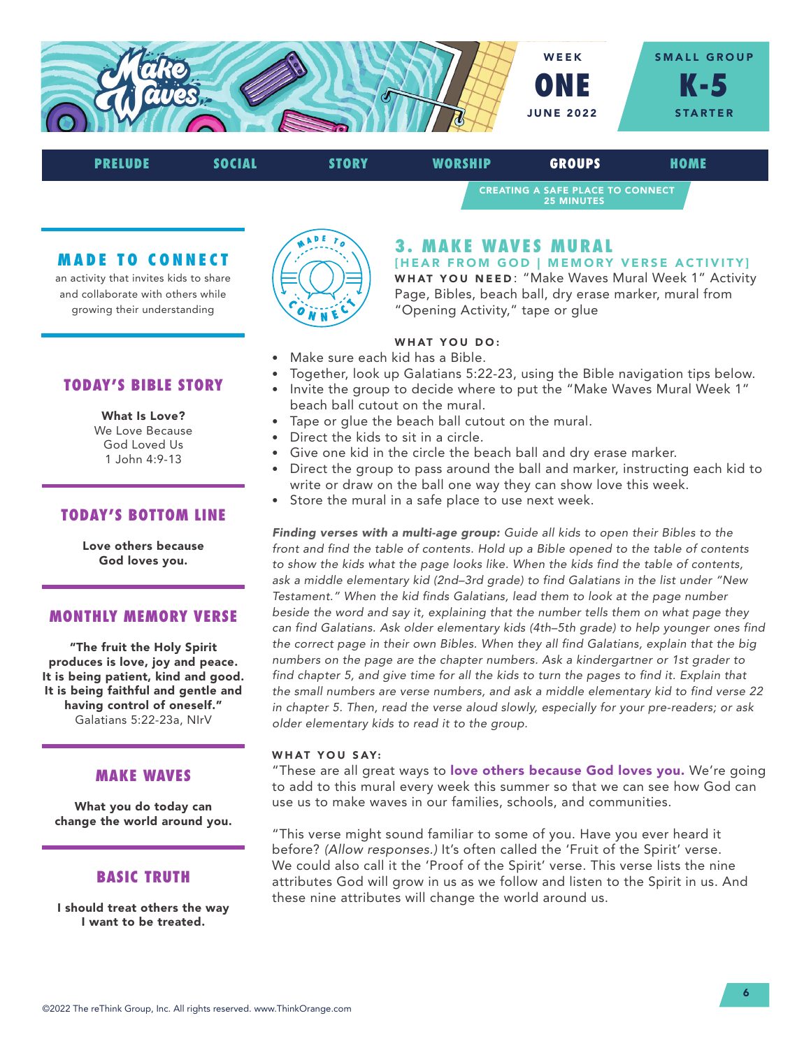WEEK **ONE** JUNE 2022

SMALL GROUP **K-5** STARTER

PRELUDE | SOCIAL | STORY | WORSHIP | **GROUPS** | HOME

CREATING A SAFE PLACE TO CONNECT
25 MINUTES

## MADE TO CONNECT

an activity that invites kids to share and collaborate with others while growing their understanding

## TODAY'S BIBLE STORY

**What Is Love?**
We Love Because God Loved Us
1 John 4:9-13

## TODAY'S BOTTOM LINE

**Love others because God loves you.**

## MONTHLY MEMORY VERSE

**"The fruit the Holy Spirit produces is love, joy and peace. It is being patient, kind and good. It is being faithful and gentle and having control of oneself."**
Galatians 5:22-23a, NIrV

## MAKE WAVES

**What you do today can change the world around you.**

## BASIC TRUTH

**I should treat others the way I want to be treated.**

## 3. MAKE WAVES MURAL

**[HEAR FROM GOD | MEMORY VERSE ACTIVITY]**

**WHAT YOU NEED**: "Make Waves Mural Week 1" Activity Page, Bibles, beach ball, dry erase marker, mural from "Opening Activity," tape or glue

**WHAT YOU DO:**

- Make sure each kid has a Bible.
- Together, look up Galatians 5:22-23, using the Bible navigation tips below.
- Invite the group to decide where to put the "Make Waves Mural Week 1" beach ball cutout on the mural.
- Tape or glue the beach ball cutout on the mural.
- Direct the kids to sit in a circle.
- Give one kid in the circle the beach ball and dry erase marker.
- Direct the group to pass around the ball and marker, instructing each kid to write or draw on the ball one way they can show love this week.
- Store the mural in a safe place to use next week.

***Finding verses with a multi-age group:*** *Guide all kids to open their Bibles to the front and find the table of contents. Hold up a Bible opened to the table of contents to show the kids what the page looks like. When the kids find the table of contents, ask a middle elementary kid (2nd–3rd grade) to find Galatians in the list under "New Testament." When the kid finds Galatians, lead them to look at the page number beside the word and say it, explaining that the number tells them on what page they can find Galatians. Ask older elementary kids (4th–5th grade) to help younger ones find the correct page in their own Bibles. When they all find Galatians, explain that the big numbers on the page are the chapter numbers. Ask a kindergartner or 1st grader to find chapter 5, and give time for all the kids to turn the pages to find it. Explain that the small numbers are verse numbers, and ask a middle elementary kid to find verse 22 in chapter 5. Then, read the verse aloud slowly, especially for your pre-readers; or ask older elementary kids to read it to the group.*

**WHAT YOU SAY:**

"These are all great ways to **love others because God loves you.** We're going to add to this mural every week this summer so that we can see how God can use us to make waves in our families, schools, and communities.

"This verse might sound familiar to some of you. Have you ever heard it before? *(Allow responses.)* It's often called the 'Fruit of the Spirit' verse. We could also call it the 'Proof of the Spirit' verse. This verse lists the nine attributes God will grow in us as we follow and listen to the Spirit in us. And these nine attributes will change the world around us.

©2022 The reThink Group, Inc. All rights reserved. www.ThinkOrange.com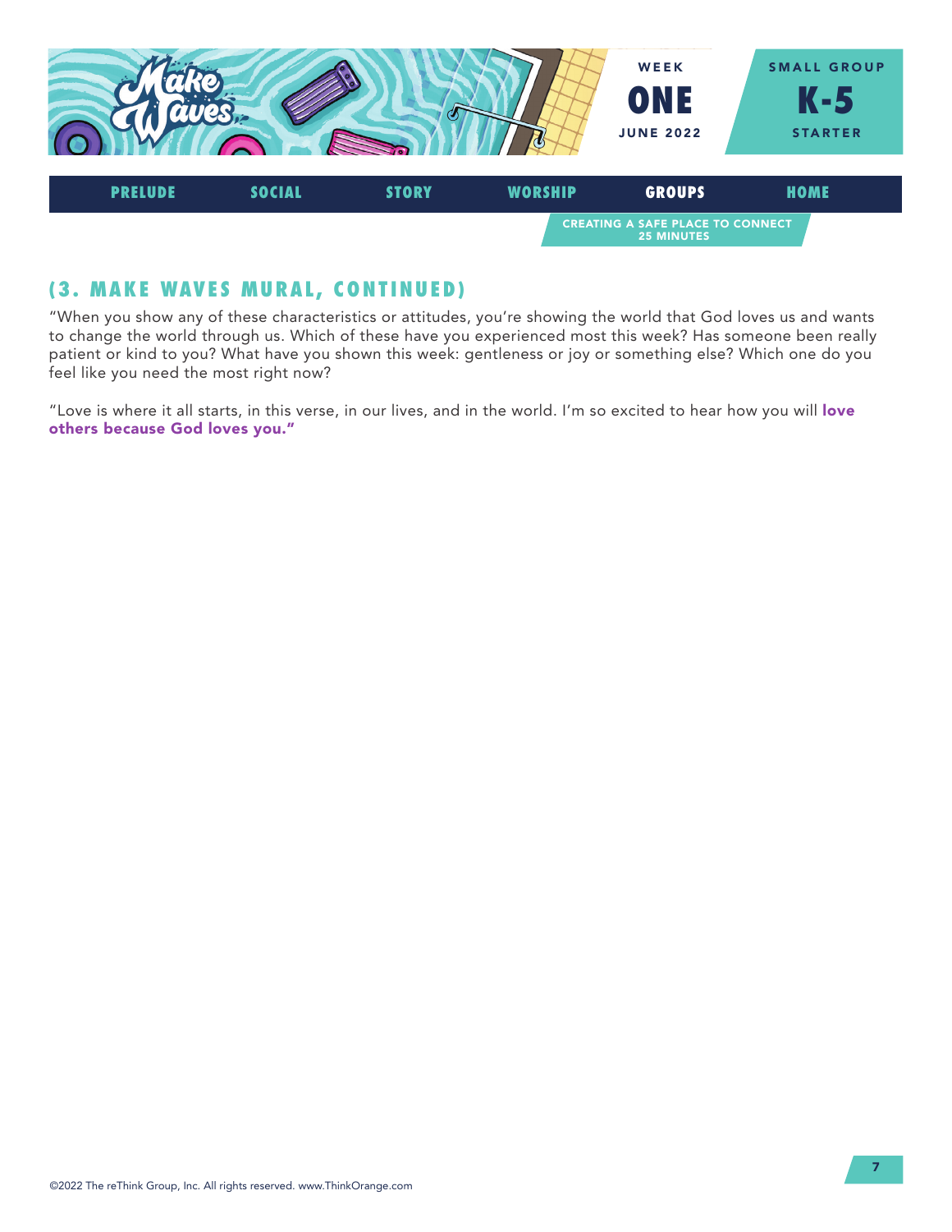## (3. MAKE WAVES MURAL, CONTINUED)

"When you show any of these characteristics or attitudes, you're showing the world that God loves us and wants to change the world through us. Which of these have you experienced most this week? Has someone been really patient or kind to you? What have you shown this week: gentleness or joy or something else? Which one do you feel like you need the most right now?

"Love is where it all starts, in this verse, in our lives, and in the world. I'm so excited to hear how you will **love others because God loves you."**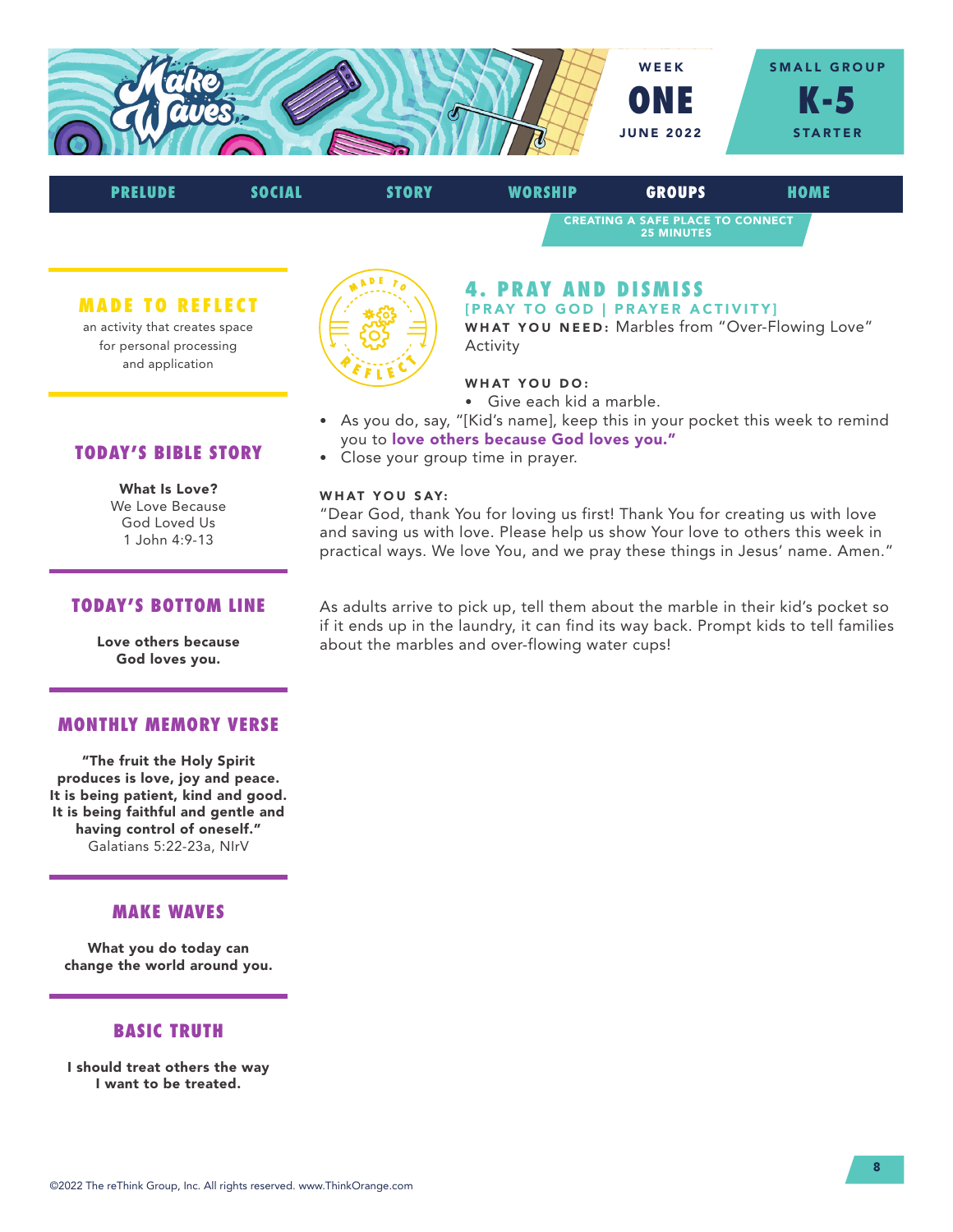WEEK **ONE** JUNE 2022

SMALL GROUP **K-5** STARTER

PRELUDE | SOCIAL | STORY | WORSHIP | **GROUPS** | HOME

CREATING A SAFE PLACE TO CONNECT
25 MINUTES

## 4. PRAY AND DISMISS

**[PRAY TO GOD | PRAYER ACTIVITY]**

**WHAT YOU NEED:** Marbles from "Over-Flowing Love" Activity

**WHAT YOU DO:**

- Give each kid a marble.
- As you do, say, "[Kid's name], keep this in your pocket this week to remind you to **love others because God loves you."**
- Close your group time in prayer.

**WHAT YOU SAY:**

"Dear God, thank You for loving us first! Thank You for creating us with love and saving us with love. Please help us show Your love to others this week in practical ways. We love You, and we pray these things in Jesus' name. Amen."

As adults arrive to pick up, tell them about the marble in their kid's pocket so if it ends up in the laundry, it can find its way back. Prompt kids to tell families about the marbles and over-flowing water cups!

### MADE TO REFLECT

an activity that creates space for personal processing and application

### TODAY'S BIBLE STORY

**What Is Love?**
We Love Because God Loved Us
1 John 4:9-13

### TODAY'S BOTTOM LINE

**Love others because God loves you.**

### MONTHLY MEMORY VERSE

**"The fruit the Holy Spirit produces is love, joy and peace. It is being patient, kind and good. It is being faithful and gentle and having control of oneself."**
Galatians 5:22-23a, NIrV

### MAKE WAVES

**What you do today can change the world around you.**

### BASIC TRUTH

**I should treat others the way I want to be treated.**

©2022 The reThink Group, Inc. All rights reserved. www.ThinkOrange.com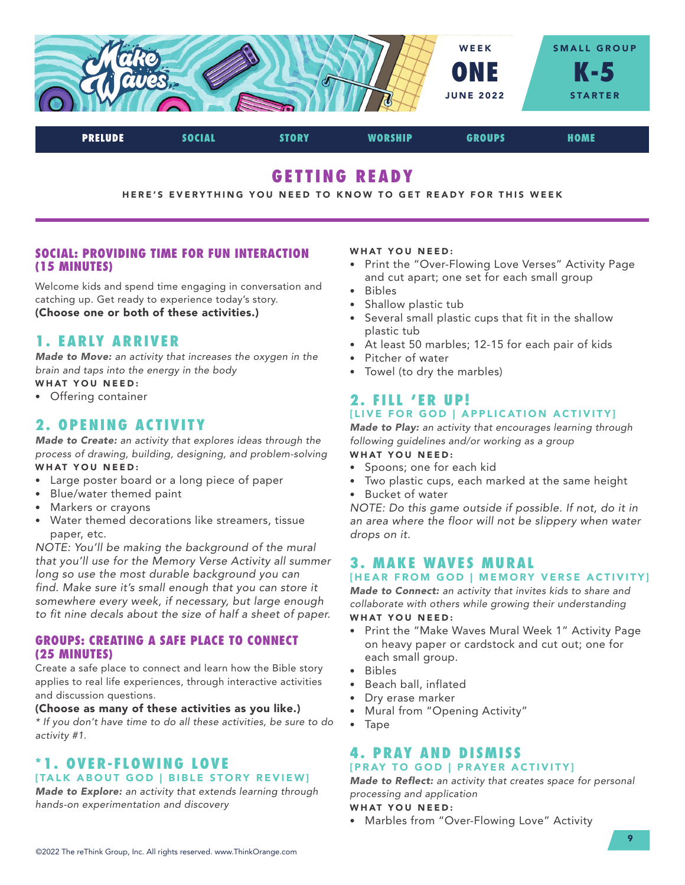WEEK **ONE** JUNE 2022

SMALL GROUP **K-5** STARTER

PRELUDE | SOCIAL | STORY | WORSHIP | GROUPS | HOME

# GETTING READY

HERE'S EVERYTHING YOU NEED TO KNOW TO GET READY FOR THIS WEEK

## SOCIAL: PROVIDING TIME FOR FUN INTERACTION (15 MINUTES)

Welcome kids and spend time engaging in conversation and catching up. Get ready to experience today's story.
**(Choose one or both of these activities.)**

### 1. EARLY ARRIVER

***Made to Move:*** *an activity that increases the oxygen in the brain and taps into the energy in the body*

**WHAT YOU NEED:**
- Offering container

### 2. OPENING ACTIVITY

***Made to Create:*** *an activity that explores ideas through the process of drawing, building, designing, and problem-solving*

**WHAT YOU NEED:**
- Large poster board or a long piece of paper
- Blue/water themed paint
- Markers or crayons
- Water themed decorations like streamers, tissue paper, etc.

*NOTE: You'll be making the background of the mural that you'll use for the Memory Verse Activity all summer long so use the most durable background you can find. Make sure it's small enough that you can store it somewhere every week, if necessary, but large enough to fit nine decals about the size of half a sheet of paper.*

## GROUPS: CREATING A SAFE PLACE TO CONNECT (25 MINUTES)

Create a safe place to connect and learn how the Bible story applies to real life experiences, through interactive activities and discussion questions.
**(Choose as many of these activities as you like.)**
*\* If you don't have time to do all these activities, be sure to do activity #1.*

### *1. OVER-FLOWING LOVE

**[TALK ABOUT GOD | BIBLE STORY REVIEW]**

***Made to Explore:*** *an activity that extends learning through hands-on experimentation and discovery*

**WHAT YOU NEED:**
- Print the "Over-Flowing Love Verses" Activity Page and cut apart; one set for each small group
- Bibles
- Shallow plastic tub
- Several small plastic cups that fit in the shallow plastic tub
- At least 50 marbles; 12-15 for each pair of kids
- Pitcher of water
- Towel (to dry the marbles)

### 2. FILL 'ER UP!

**[LIVE FOR GOD | APPLICATION ACTIVITY]**

***Made to Play:*** *an activity that encourages learning through following guidelines and/or working as a group*

**WHAT YOU NEED:**
- Spoons; one for each kid
- Two plastic cups, each marked at the same height
- Bucket of water

*NOTE: Do this game outside if possible. If not, do it in an area where the floor will not be slippery when water drops on it.*

### 3. MAKE WAVES MURAL

**[HEAR FROM GOD | MEMORY VERSE ACTIVITY]**

***Made to Connect:*** *an activity that invites kids to share and collaborate with others while growing their understanding*

**WHAT YOU NEED:**
- Print the "Make Waves Mural Week 1" Activity Page on heavy paper or cardstock and cut out; one for each small group.
- Bibles
- Beach ball, inflated
- Dry erase marker
- Mural from "Opening Activity"
- Tape

### 4. PRAY AND DISMISS

**[PRAY TO GOD | PRAYER ACTIVITY]**

***Made to Reflect:*** *an activity that creates space for personal processing and application*

**WHAT YOU NEED:**
- Marbles from "Over-Flowing Love" Activity

©2022 The reThink Group, Inc. All rights reserved. www.ThinkOrange.com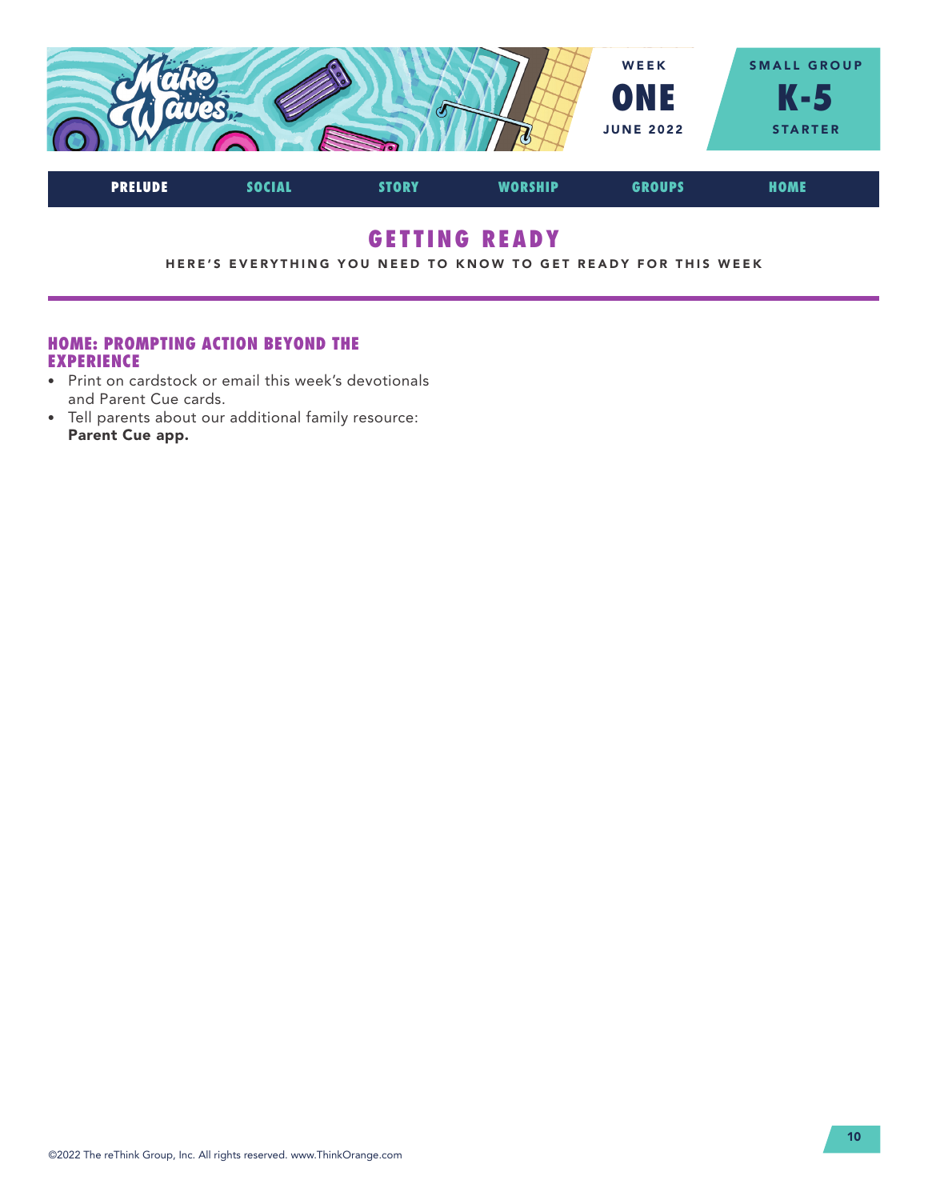WEEK
**ONE**
JUNE 2022

SMALL GROUP
**K-5**
STARTER

PRELUDE | SOCIAL | STORY | WORSHIP | GROUPS | HOME

# GETTING READY

HERE'S EVERYTHING YOU NEED TO KNOW TO GET READY FOR THIS WEEK

### HOME: PROMPTING ACTION BEYOND THE EXPERIENCE

- Print on cardstock or email this week's devotionals and Parent Cue cards.
- Tell parents about our additional family resource: **Parent Cue app.**

©2022 The reThink Group, Inc. All rights reserved. www.ThinkOrange.com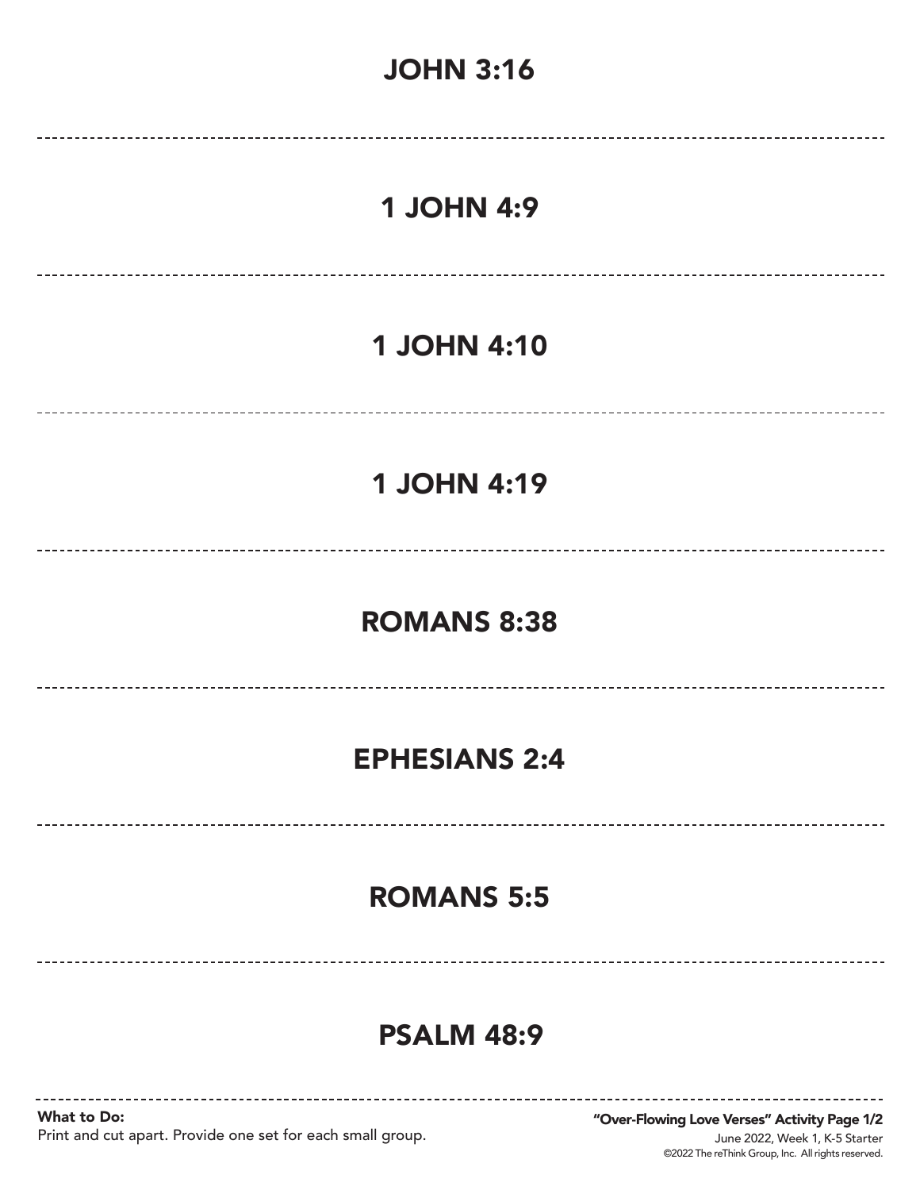## JOHN 3:16

## 1 JOHN 4:9

## 1 JOHN 4:10

## 1 JOHN 4:19

## ROMANS 8:38

## EPHESIANS 2:4

## ROMANS 5:5

## PSALM 48:9

**What to Do:**
Print and cut apart. Provide one set for each small group.

**"Over-Flowing Love Verses" Activity Page 1/2**
June 2022, Week 1, K-5 Starter
©2022 The reThink Group, Inc. All rights reserved.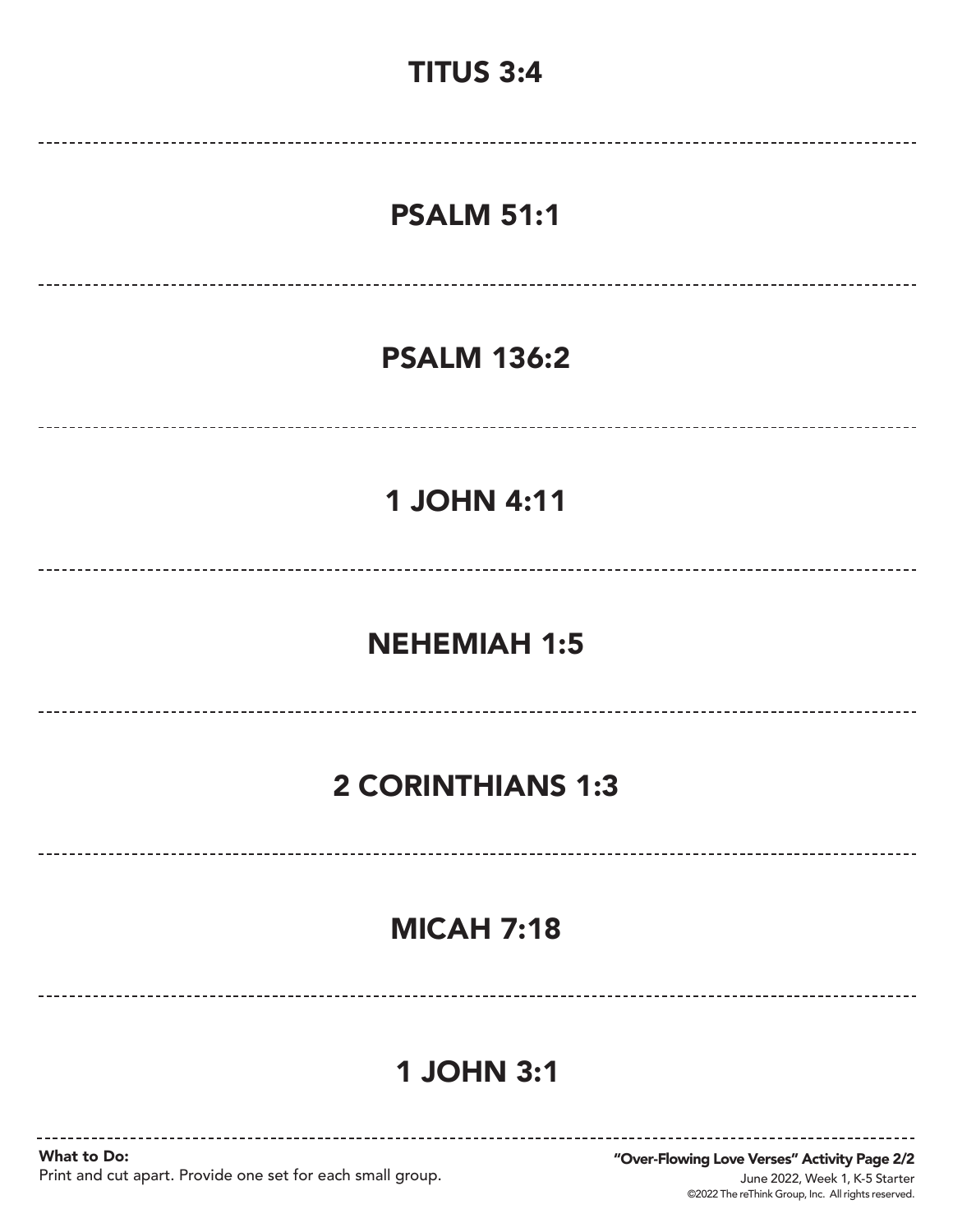## TITUS 3:4

## PSALM 51:1

## PSALM 136:2

## 1 JOHN 4:11

## NEHEMIAH 1:5

## 2 CORINTHIANS 1:3

## MICAH 7:18

## 1 JOHN 3:1

**What to Do:**
Print and cut apart. Provide one set for each small group.

**"Over-Flowing Love Verses" Activity Page 2/2**
June 2022, Week 1, K-5 Starter
©2022 The reThink Group, Inc. All rights reserved.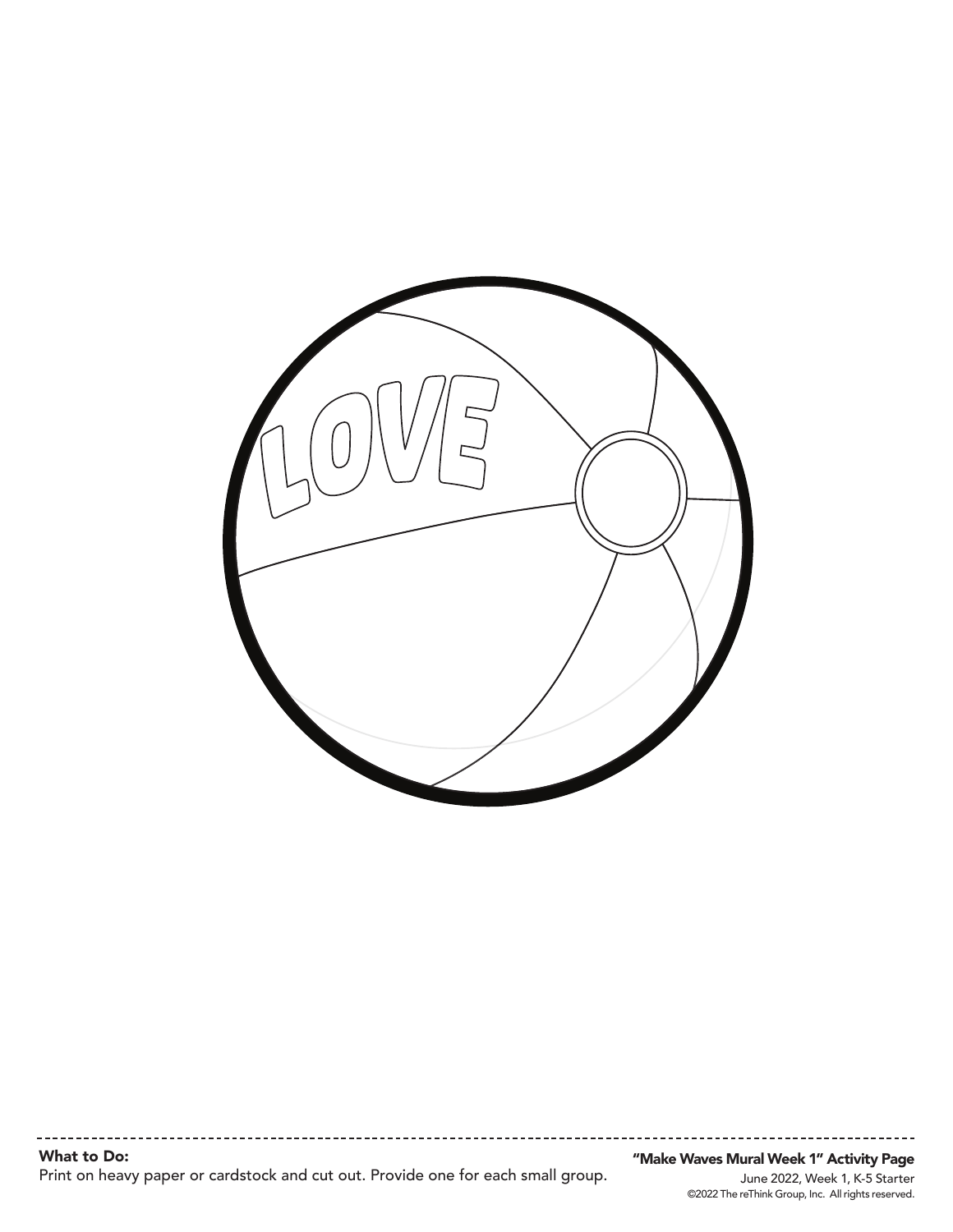LOVE

**What to Do:**
Print on heavy paper or cardstock and cut out. Provide one for each small group.

**"Make Waves Mural Week 1" Activity Page**
June 2022, Week 1, K-5 Starter
©2022 The reThink Group, Inc. All rights reserved.